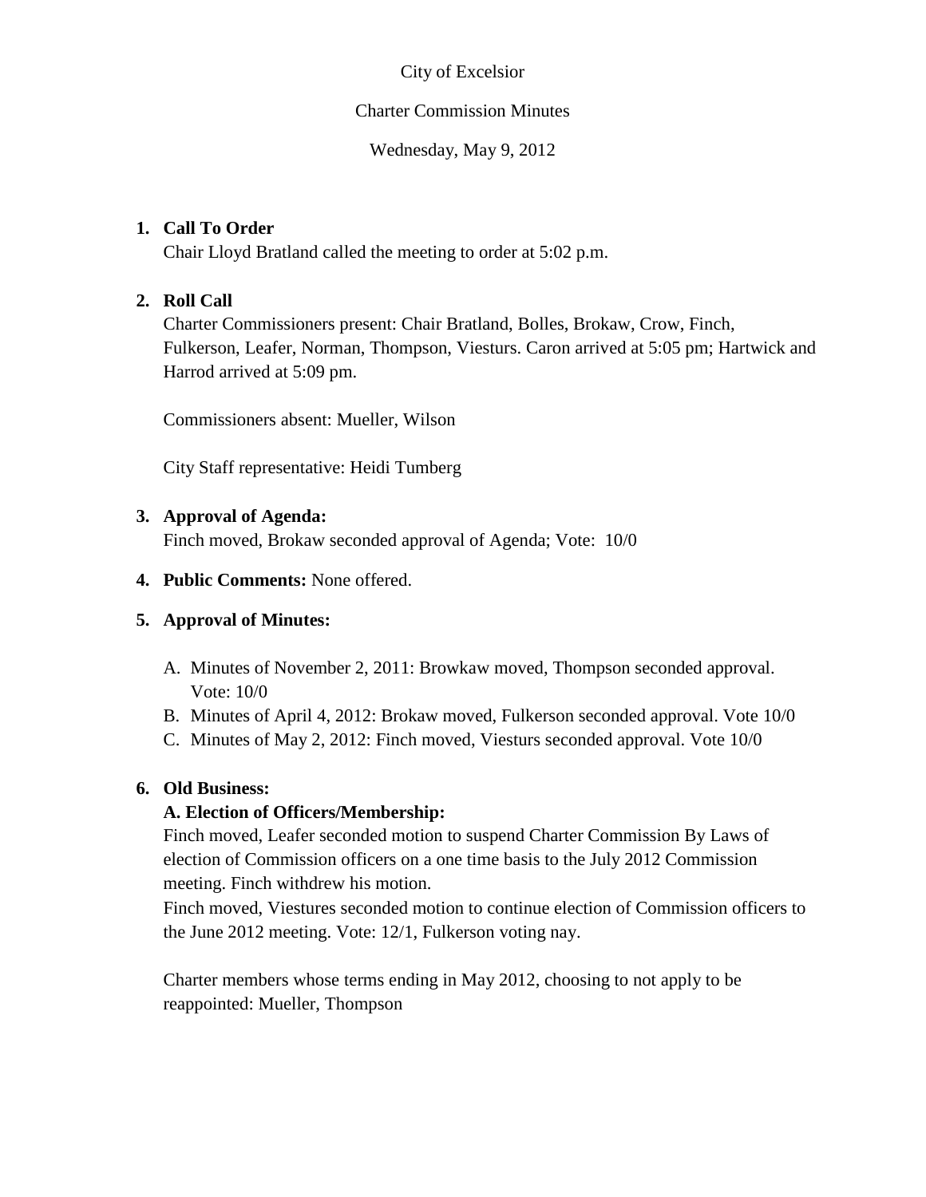City of Excelsior

Charter Commission Minutes

Wednesday, May 9, 2012

1. **Call To Order**
   Chair Lloyd Bratland called the meeting to order at 5:02 p.m.

2. **Roll Call**
   Charter Commissioners present: Chair Bratland, Bolles, Brokaw, Crow, Finch, Fulkerson, Leafer, Norman, Thompson, Viesturs. Caron arrived at 5:05 pm; Hartwick and Harrod arrived at 5:09 pm.

   Commissioners absent: Mueller, Wilson

   City Staff representative: Heidi Tumberg

3. **Approval of Agenda:**
   Finch moved, Brokaw seconded approval of Agenda; Vote: 10/0

4. **Public Comments:** None offered.

5. **Approval of Minutes:**

   A. Minutes of November 2, 2011: Browkaw moved, Thompson seconded approval. Vote: 10/0
   B. Minutes of April 4, 2012: Brokaw moved, Fulkerson seconded approval. Vote 10/0
   C. Minutes of May 2, 2012: Finch moved, Viesturs seconded approval. Vote 10/0

6. **Old Business:**

   **A. Election of Officers/Membership:**
   Finch moved, Leafer seconded motion to suspend Charter Commission By Laws of election of Commission officers on a one time basis to the July 2012 Commission meeting. Finch withdrew his motion.
   Finch moved, Viestures seconded motion to continue election of Commission officers to the June 2012 meeting. Vote: 12/1, Fulkerson voting nay.

   Charter members whose terms ending in May 2012, choosing to not apply to be reappointed: Mueller, Thompson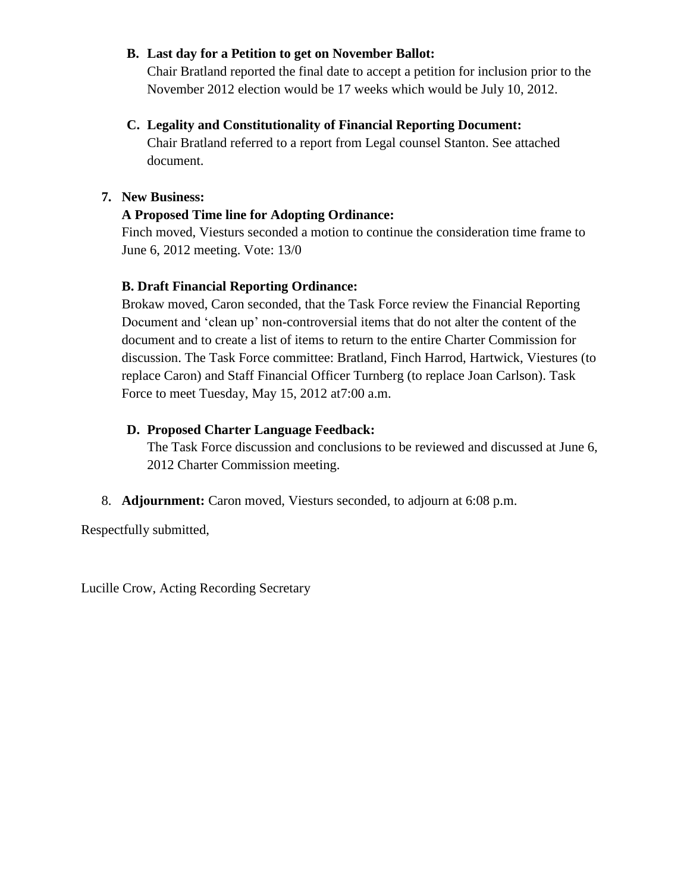**B. Last day for a Petition to get on November Ballot:**

Chair Bratland reported the final date to accept a petition for inclusion prior to the November 2012 election would be 17 weeks which would be July 10, 2012.

**C. Legality and Constitutionality of Financial Reporting Document:**

Chair Bratland referred to a report from Legal counsel Stanton. See attached document.

**7. New Business:**

**A Proposed Time line for Adopting Ordinance:**

Finch moved, Viesturs seconded a motion to continue the consideration time frame to June 6, 2012 meeting. Vote: 13/0

**B. Draft Financial Reporting Ordinance:**

Brokaw moved, Caron seconded, that the Task Force review the Financial Reporting Document and 'clean up' non-controversial items that do not alter the content of the document and to create a list of items to return to the entire Charter Commission for discussion. The Task Force committee: Bratland, Finch Harrod, Hartwick, Viestures (to replace Caron) and Staff Financial Officer Turnberg (to replace Joan Carlson). Task Force to meet Tuesday, May 15, 2012 at7:00 a.m.

**D. Proposed Charter Language Feedback:**

The Task Force discussion and conclusions to be reviewed and discussed at June 6, 2012 Charter Commission meeting.

8. **Adjournment:** Caron moved, Viesturs seconded, to adjourn at 6:08 p.m.

Respectfully submitted,

Lucille Crow, Acting Recording Secretary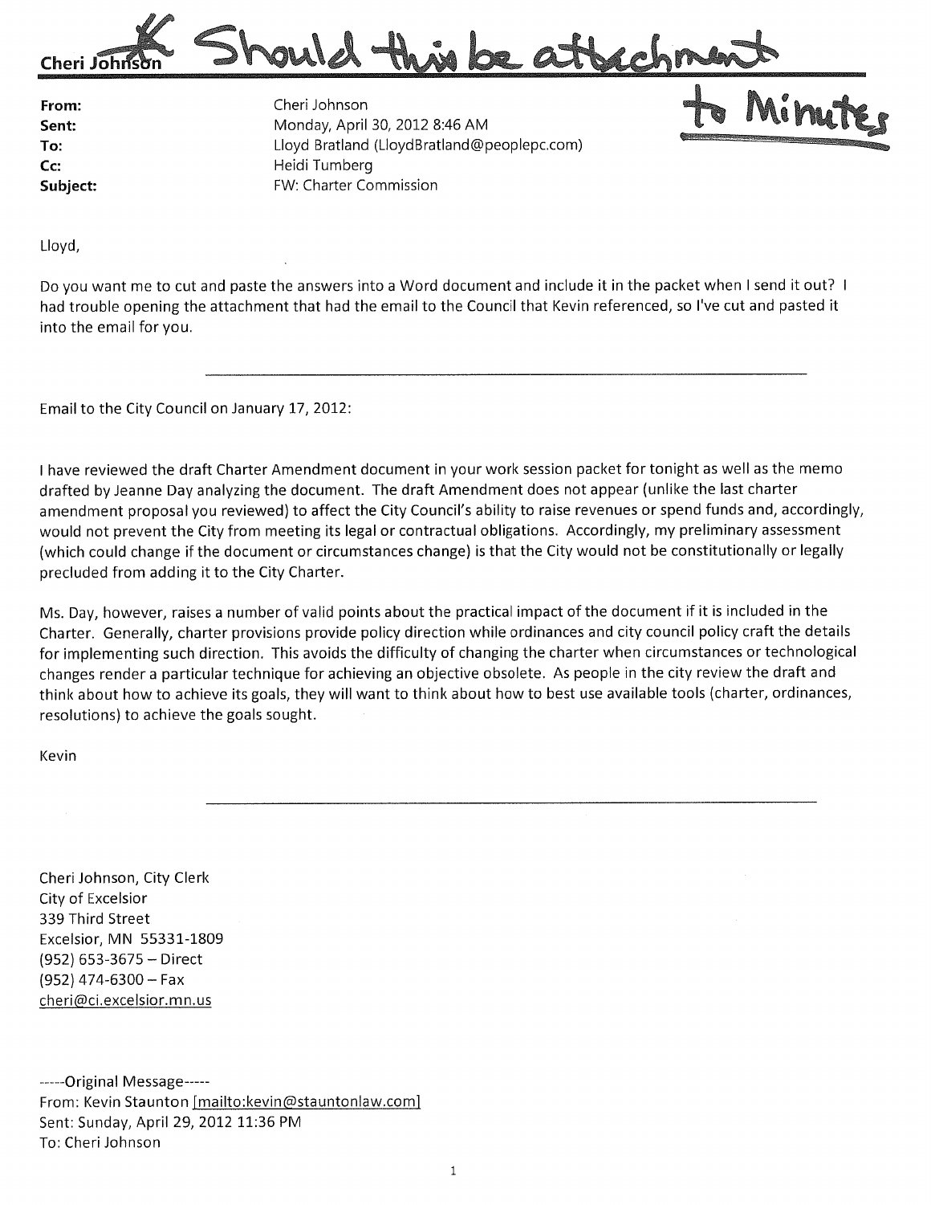**Cheri Johnson** K Should this be attachment to Minutes

**From:** Cheri Johnson
**Sent:** Monday, April 30, 2012 8:46 AM
**To:** Lloyd Bratland (LloydBratland@peoplepc.com)
**Cc:** Heidi Tumberg
**Subject:** FW: Charter Commission

Lloyd,

Do you want me to cut and paste the answers into a Word document and include it in the packet when I send it out? I had trouble opening the attachment that had the email to the Council that Kevin referenced, so I've cut and pasted it into the email for you.

---

Email to the City Council on January 17, 2012:

I have reviewed the draft Charter Amendment document in your work session packet for tonight as well as the memo drafted by Jeanne Day analyzing the document. The draft Amendment does not appear (unlike the last charter amendment proposal you reviewed) to affect the City Council's ability to raise revenues or spend funds and, accordingly, would not prevent the City from meeting its legal or contractual obligations. Accordingly, my preliminary assessment (which could change if the document or circumstances change) is that the City would not be constitutionally or legally precluded from adding it to the City Charter.

Ms. Day, however, raises a number of valid points about the practical impact of the document if it is included in the Charter. Generally, charter provisions provide policy direction while ordinances and city council policy craft the details for implementing such direction. This avoids the difficulty of changing the charter when circumstances or technological changes render a particular technique for achieving an objective obsolete. As people in the city review the draft and think about how to achieve its goals, they will want to think about how to best use available tools (charter, ordinances, resolutions) to achieve the goals sought.

Kevin

---

Cheri Johnson, City Clerk
City of Excelsior
339 Third Street
Excelsior, MN 55331-1809
(952) 653-3675 – Direct
(952) 474-6300 – Fax
cheri@ci.excelsior.mn.us

-----Original Message-----
From: Kevin Staunton [mailto:kevin@stauntonlaw.com]
Sent: Sunday, April 29, 2012 11:36 PM
To: Cheri Johnson